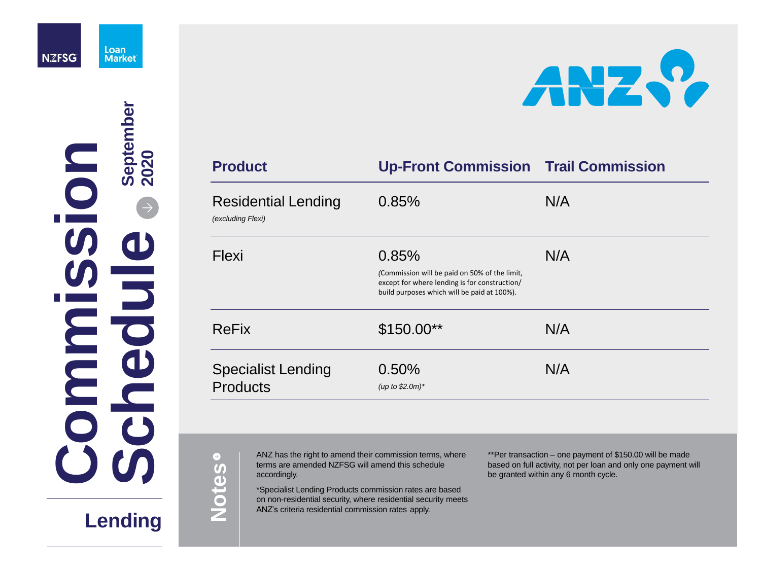# Commission Schedule

September 2020

## Lending

NZFSG | Loan Market | ANZ

| Product | Up-Front Commission | Trail Commission |
|---|---|---|
| Residential Lending *(excluding Flexi)* | 0.85% | N/A |
| Flexi | 0.85% *(Commission will be paid on 50% of the limit, except for where lending is for construction/ build purposes which will be paid at 100%).* | N/A |
| ReFix | $150.00** | N/A |
| Specialist Lending Products | 0.50% *(up to $2.0m)** | N/A |

## Notes

ANZ has the right to amend their commission terms, where terms are amended NZFSG will amend this schedule accordingly.

*Specialist Lending Products commission rates are based on non-residential security, where residential security meets ANZ's criteria residential commission rates apply.

**Per transaction – one payment of $150.00 will be made based on full activity, not per loan and only one payment will be granted within any 6 month cycle.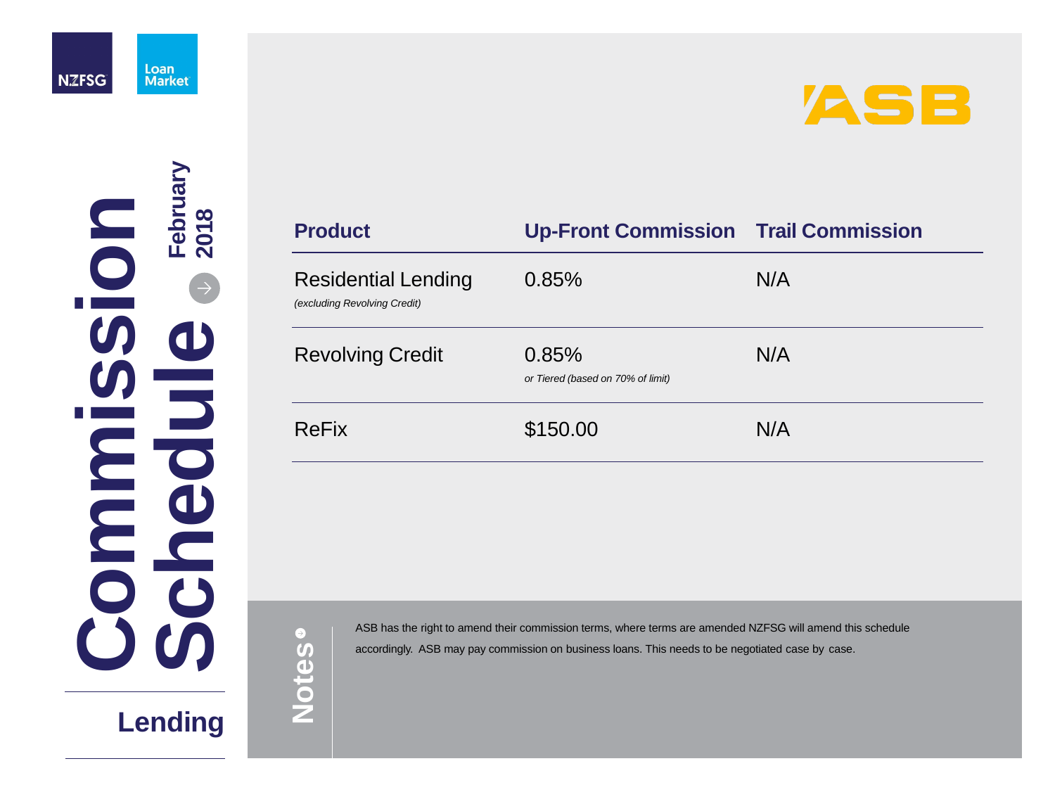# Commission Schedule

**February 2018**

## Lending

# ASB

| Product | Up-Front Commission | Trail Commission |
| --- | --- | --- |
| Residential Lending<br>*(excluding Revolving Credit)* | 0.85% | N/A |
| Revolving Credit | 0.85%<br>*or Tiered (based on 70% of limit)* | N/A |
| ReFix | $150.00 | N/A |

**Notes**

ASB has the right to amend their commission terms, where terms are amended NZFSG will amend this schedule accordingly. ASB may pay commission on business loans. This needs to be negotiated case by case.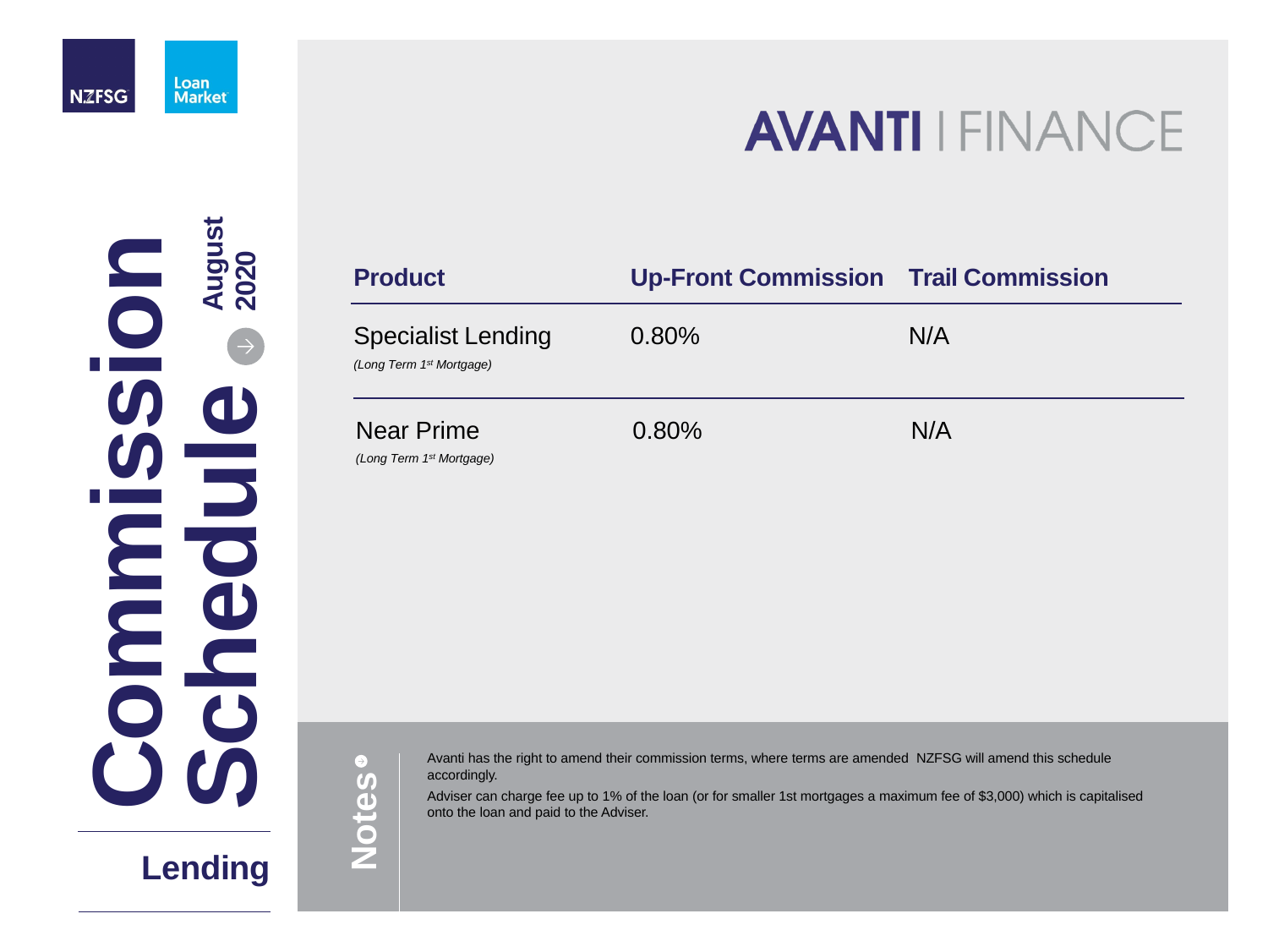NZFSG Loan Market

# Commission Schedule

**August 2020**

## Lending

# AVANTI | FINANCE

| Product | Up-Front Commission | Trail Commission |
|---|---|---|
| Specialist Lending *(Long Term 1st Mortgage)* | 0.80% | N/A |
| Near Prime *(Long Term 1st Mortgage)* | 0.80% | N/A |

**Notes**

Avanti has the right to amend their commission terms, where terms are amended NZFSG will amend this schedule accordingly.

Adviser can charge fee up to 1% of the loan (or for smaller 1st mortgages a maximum fee of $3,000) which is capitalised onto the loan and paid to the Adviser.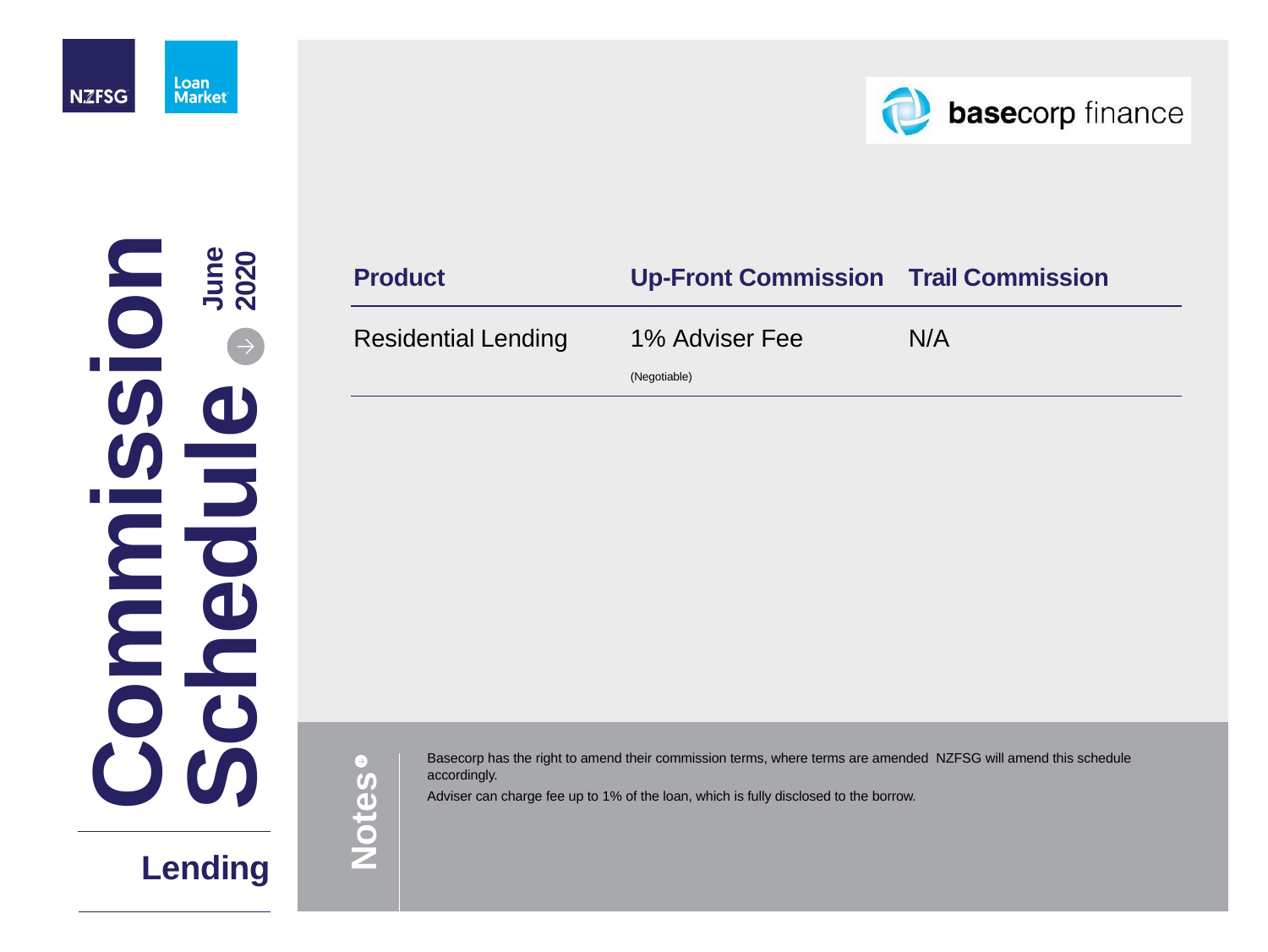# Commission Schedule

June 2020

## Lending

basecorp finance

| Product | Up-Front Commission | Trail Commission |
| --- | --- | --- |
| Residential Lending | 1% Adviser Fee (Negotiable) | N/A |

### Notes

Basecorp has the right to amend their commission terms, where terms are amended NZFSG will amend this schedule accordingly.

Adviser can charge fee up to 1% of the loan, which is fully disclosed to the borrow.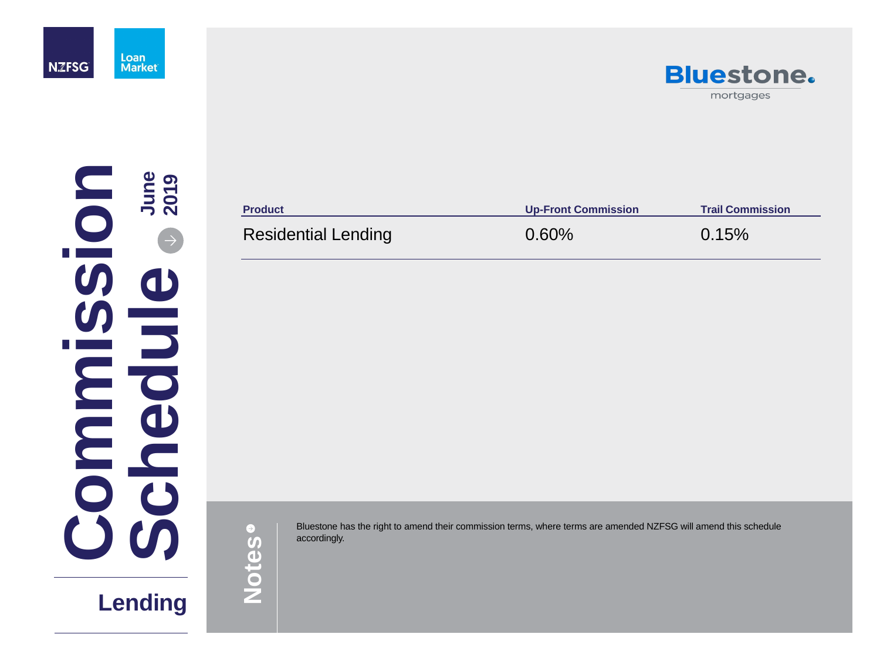NZFSG Loan Market

# Commission Schedule

June 2019

## Lending

Bluestone mortgages

| Product | Up-Front Commission | Trail Commission |
|---|---|---|
| Residential Lending | 0.60% | 0.15% |

**Notes**

Bluestone has the right to amend their commission terms, where terms are amended NZFSG will amend this schedule accordingly.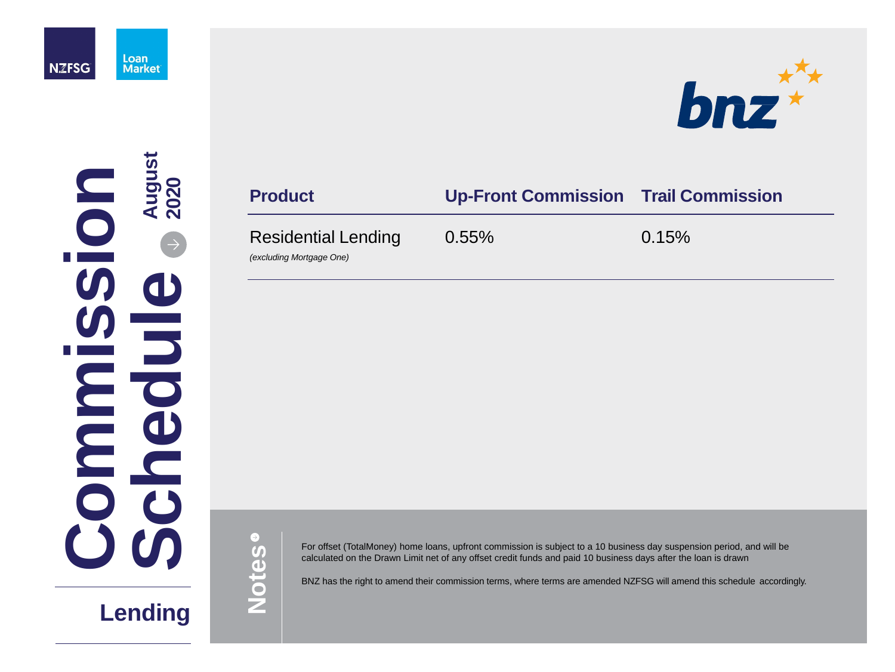# Commission Schedule

**August 2020**

## Lending

| Product | Up-Front Commission | Trail Commission |
| --- | --- | --- |
| Residential Lending *(excluding Mortgage One)* | 0.55% | 0.15% |

**Notes**

For offset (TotalMoney) home loans, upfront commission is subject to a 10 business day suspension period, and will be calculated on the Drawn Limit net of any offset credit funds and paid 10 business days after the loan is drawn

BNZ has the right to amend their commission terms, where terms are amended NZFSG will amend this schedule accordingly.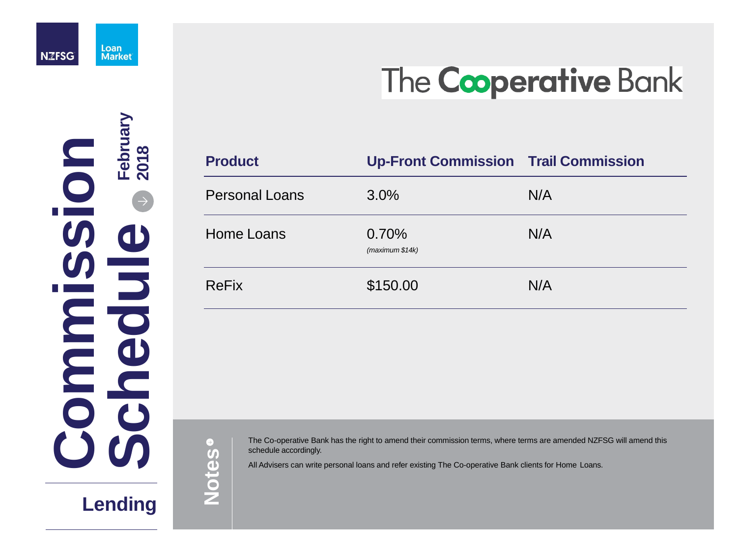# Commission Schedule

**February 2018**

## Lending

# The Cooperative Bank

| Product | Up-Front Commission | Trail Commission |
|---|---|---|
| Personal Loans | 3.0% | N/A |
| Home Loans | 0.70% *(maximum $14k)* | N/A |
| ReFix | $150.00 | N/A |

**Notes**

The Co-operative Bank has the right to amend their commission terms, where terms are amended NZFSG will amend this schedule accordingly.

All Advisers can write personal loans and refer existing The Co-operative Bank clients for Home Loans.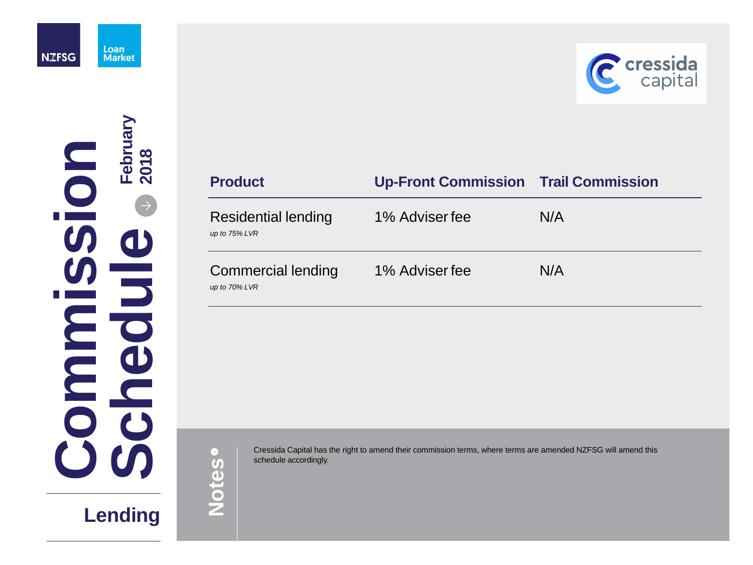# Commission Schedule

**February 2018**

## Lending

cressida capital

| Product | Up-Front Commission | Trail Commission |
|---|---|---|
| Residential lending *up to 75% LVR* | 1% Adviser fee | N/A |
| Commercial lending *up to 70% LVR* | 1% Adviser fee | N/A |

**Notes**

Cressida Capital has the right to amend their commission terms, where terms are amended NZFSG will amend this schedule accordingly.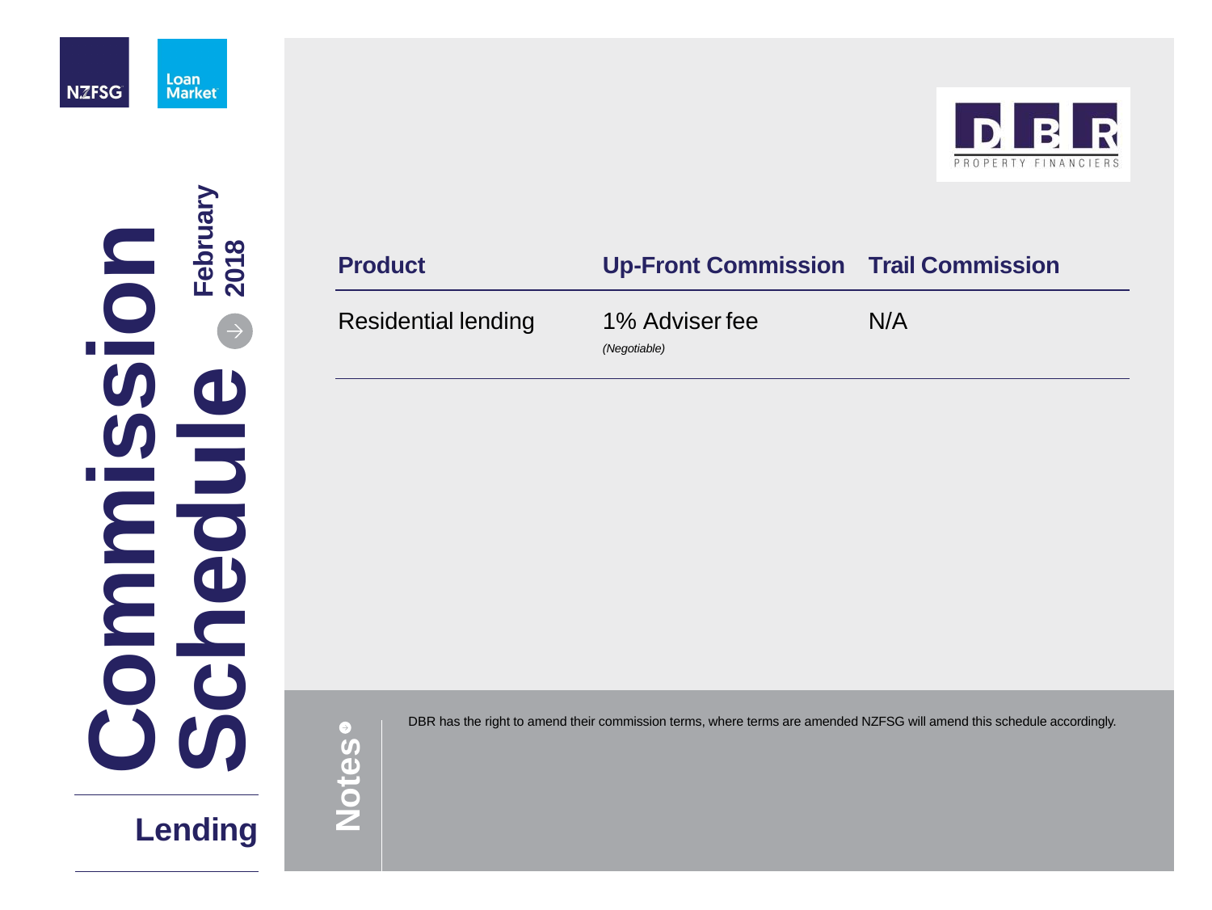# Commission Schedule

**February 2018**

## Lending

DBR PROPERTY FINANCIERS

| Product | Up-Front Commission | Trail Commission |
|---|---|---|
| Residential lending | 1% Adviser fee *(Negotiable)* | N/A |

**Notes**

DBR has the right to amend their commission terms, where terms are amended NZFSG will amend this schedule accordingly.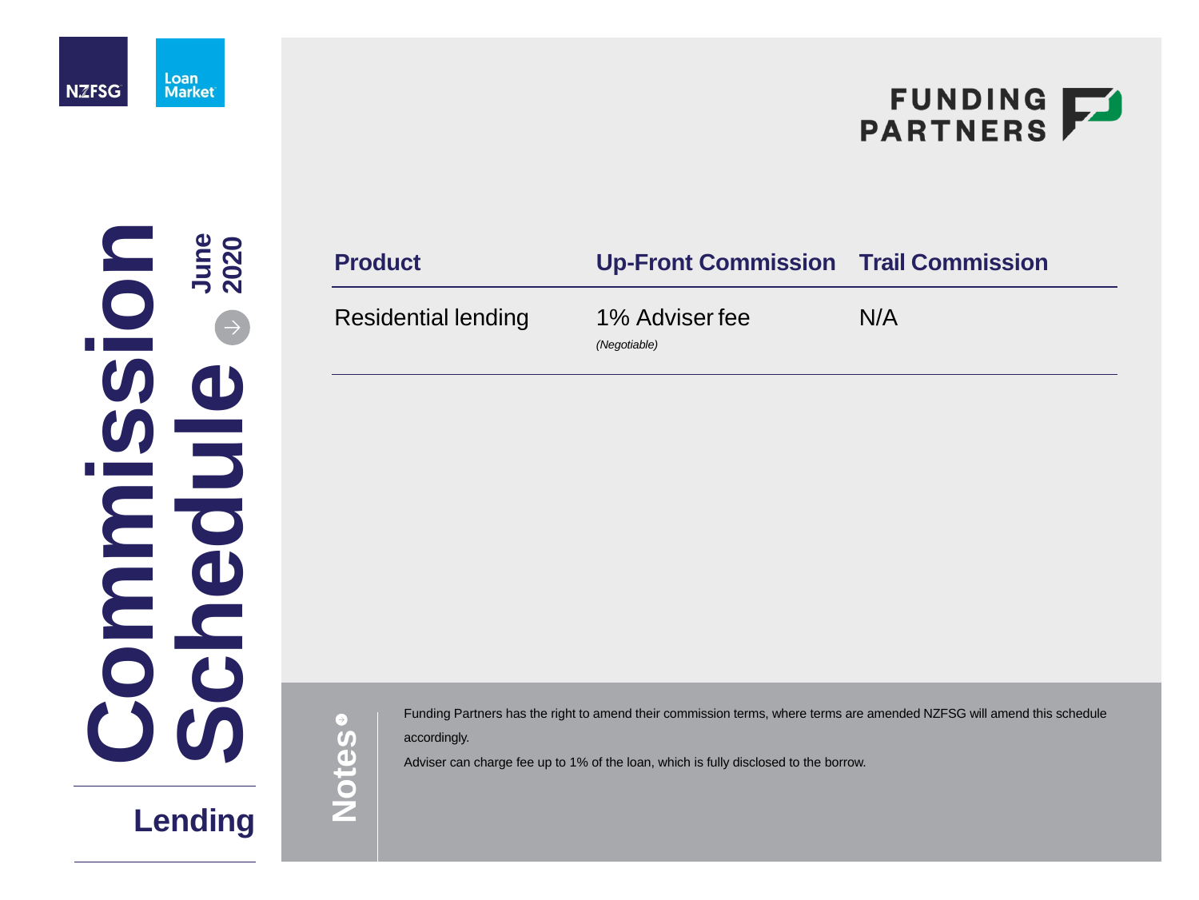# Commission Schedule

June 2020

## Lending

FUNDING PARTNERS

| Product | Up-Front Commission | Trail Commission |
|---|---|---|
| Residential lending | 1% Adviser fee *(Negotiable)* | N/A |

### Notes

Funding Partners has the right to amend their commission terms, where terms are amended NZFSG will amend this schedule accordingly.

Adviser can charge fee up to 1% of the loan, which is fully disclosed to the borrow.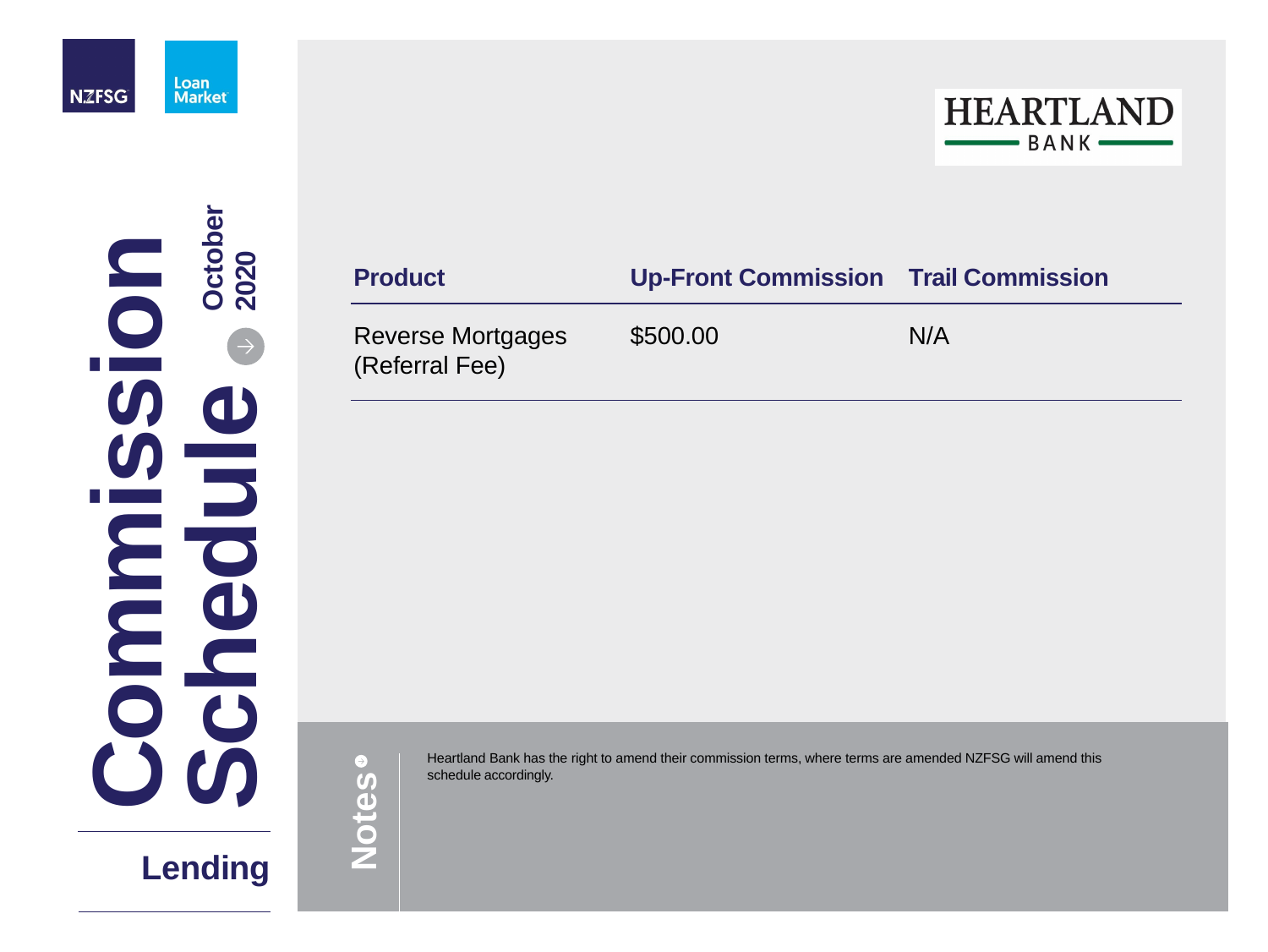# Commission Schedule

October 2020

## Lending

HEARTLAND BANK

| Product | Up-Front Commission | Trail Commission |
| --- | --- | --- |
| Reverse Mortgages (Referral Fee) | $500.00 | N/A |

### Notes

Heartland Bank has the right to amend their commission terms, where terms are amended NZFSG will amend this schedule accordingly.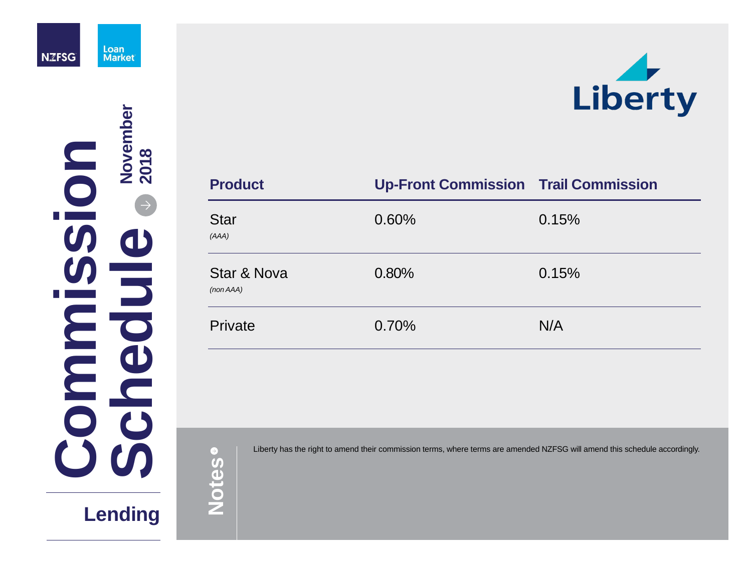# Commission Schedule

**November 2018**

## Lending

NZFSG

Loan Market

Liberty

| Product | Up-Front Commission | Trail Commission |
|---|---|---|
| Star *(AAA)* | 0.60% | 0.15% |
| Star & Nova *(non AAA)* | 0.80% | 0.15% |
| Private | 0.70% | N/A |

**Notes**

Liberty has the right to amend their commission terms, where terms are amended NZFSG will amend this schedule accordingly.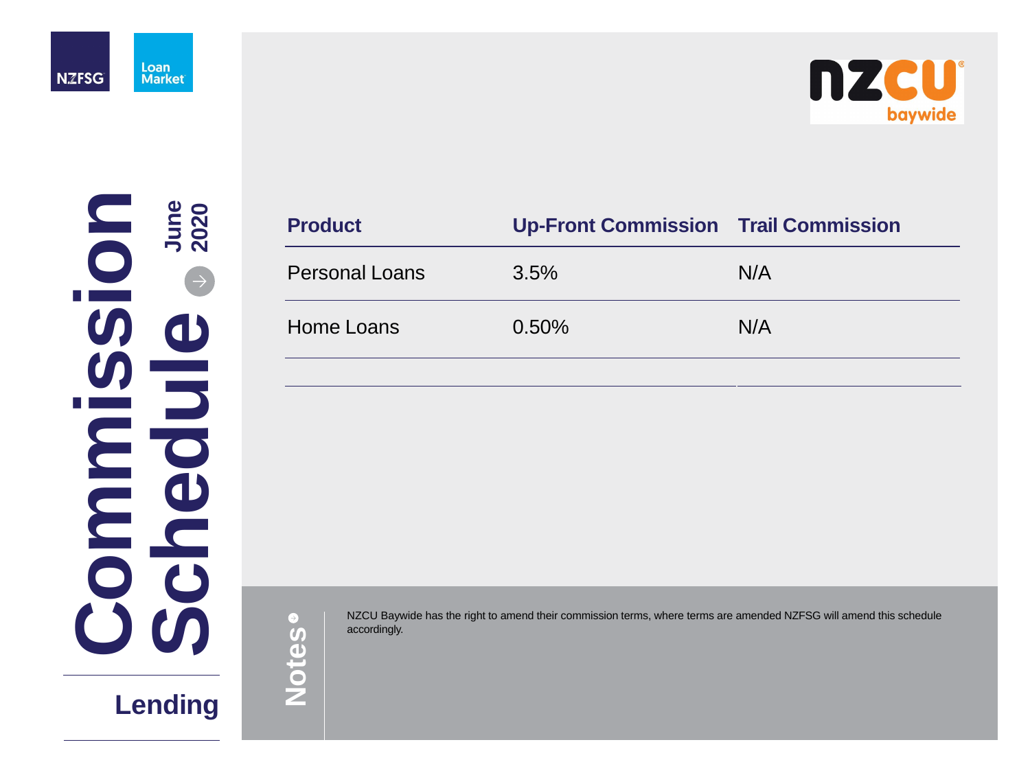NZFSG

Loan Market

# Commission Schedule

June 2020

## Lending

NZCU baywide

| Product | Up-Front Commission | Trail Commission |
| --- | --- | --- |
| Personal Loans | 3.5% | N/A |
| Home Loans | 0.50% | N/A |

**Notes**

NZCU Baywide has the right to amend their commission terms, where terms are amended NZFSG will amend this schedule accordingly.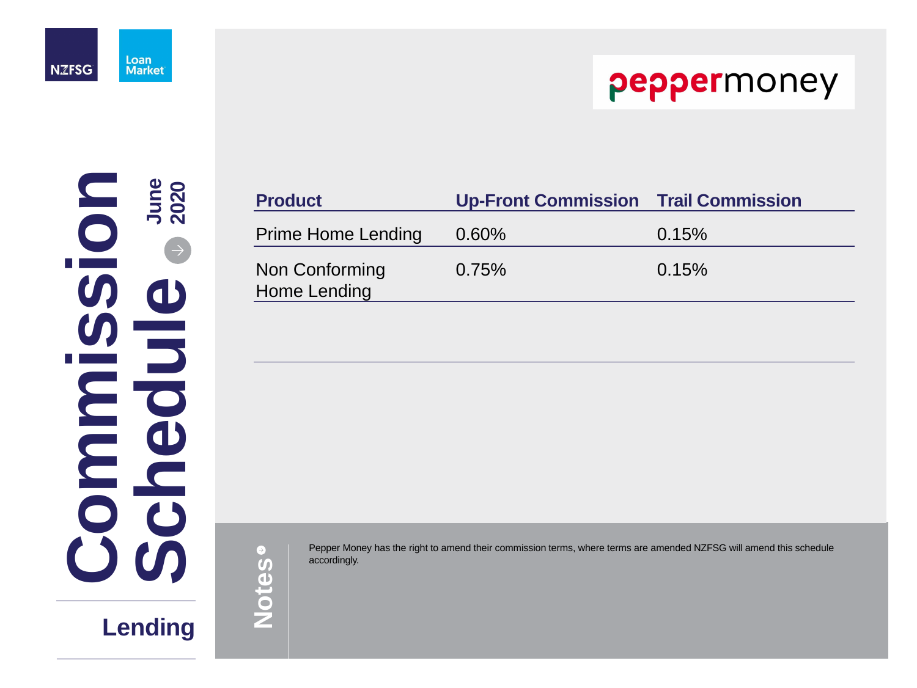# Commission Schedule

June 2020

## Lending

**pepper money**

| Product | Up-Front Commission | Trail Commission |
|---|---|---|
| Prime Home Lending | 0.60% | 0.15% |
| Non Conforming Home Lending | 0.75% | 0.15% |

**Notes**

Pepper Money has the right to amend their commission terms, where terms are amended NZFSG will amend this schedule accordingly.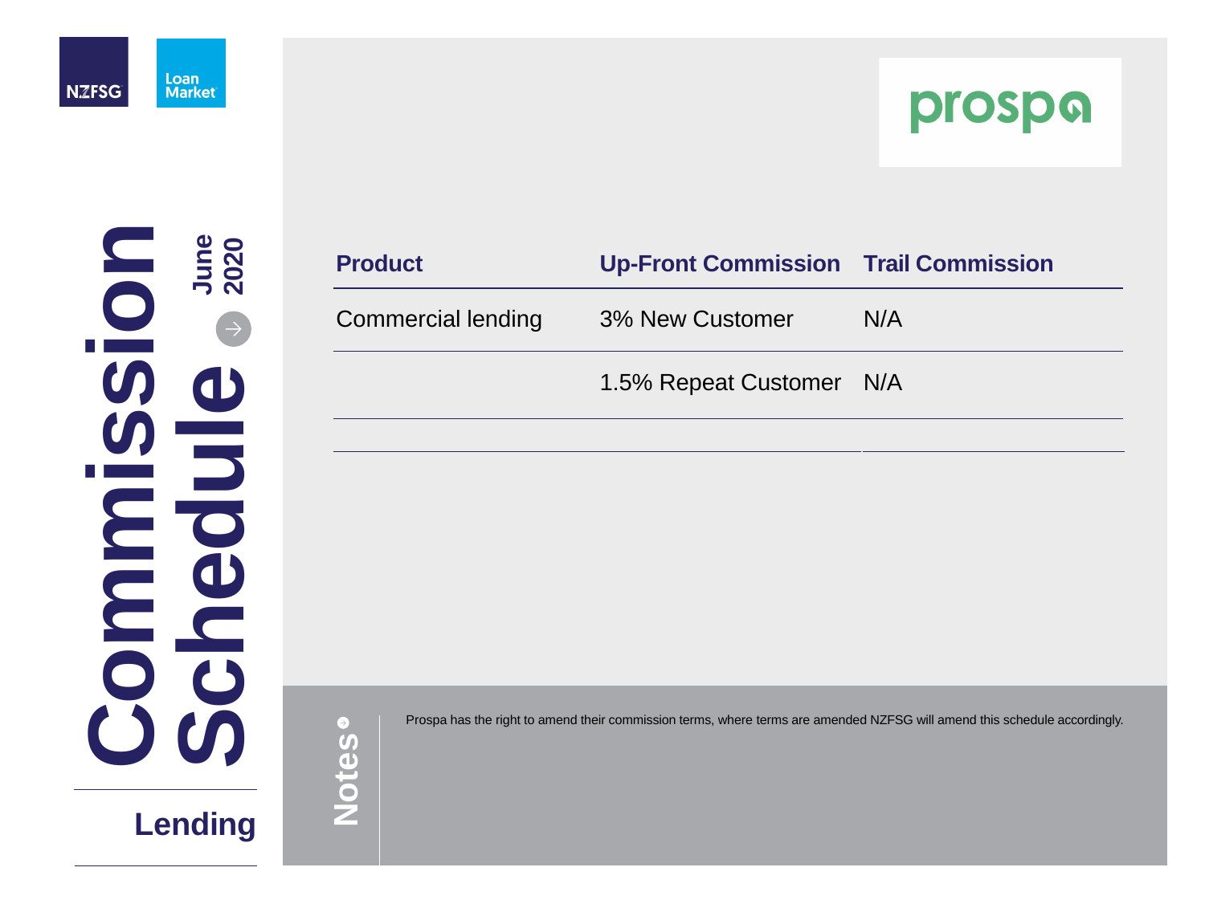# Commission Schedule

**June 2020**

## Lending

NZFSG | Loan Market

**prospa**

| Product | Up-Front Commission | Trail Commission |
| --- | --- | --- |
| Commercial lending | 3% New Customer | N/A |
| | 1.5% Repeat Customer | N/A |

**Notes**

Prospa has the right to amend their commission terms, where terms are amended NZFSG will amend this schedule accordingly.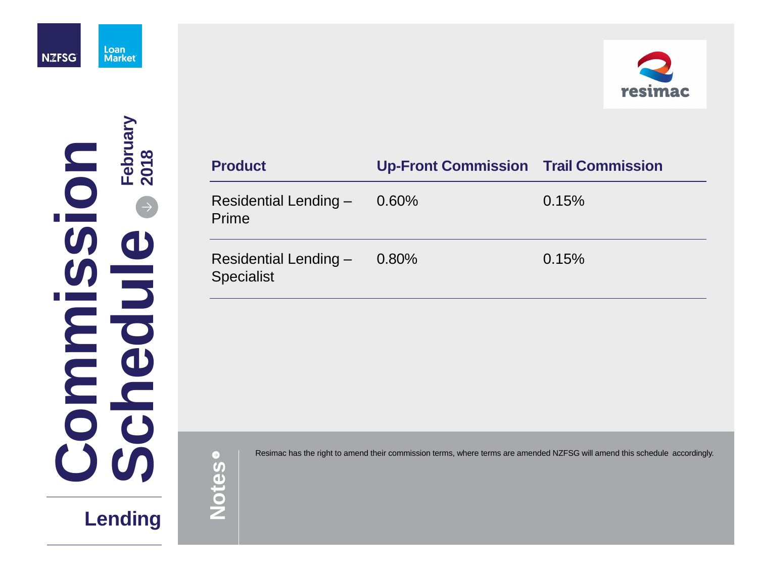# Commission Schedule

February 2018

## Lending

resimac

| Product | Up-Front Commission | Trail Commission |
| --- | --- | --- |
| Residential Lending – Prime | 0.60% | 0.15% |
| Residential Lending – Specialist | 0.80% | 0.15% |

**Notes**

Resimac has the right to amend their commission terms, where terms are amended NZFSG will amend this schedule accordingly.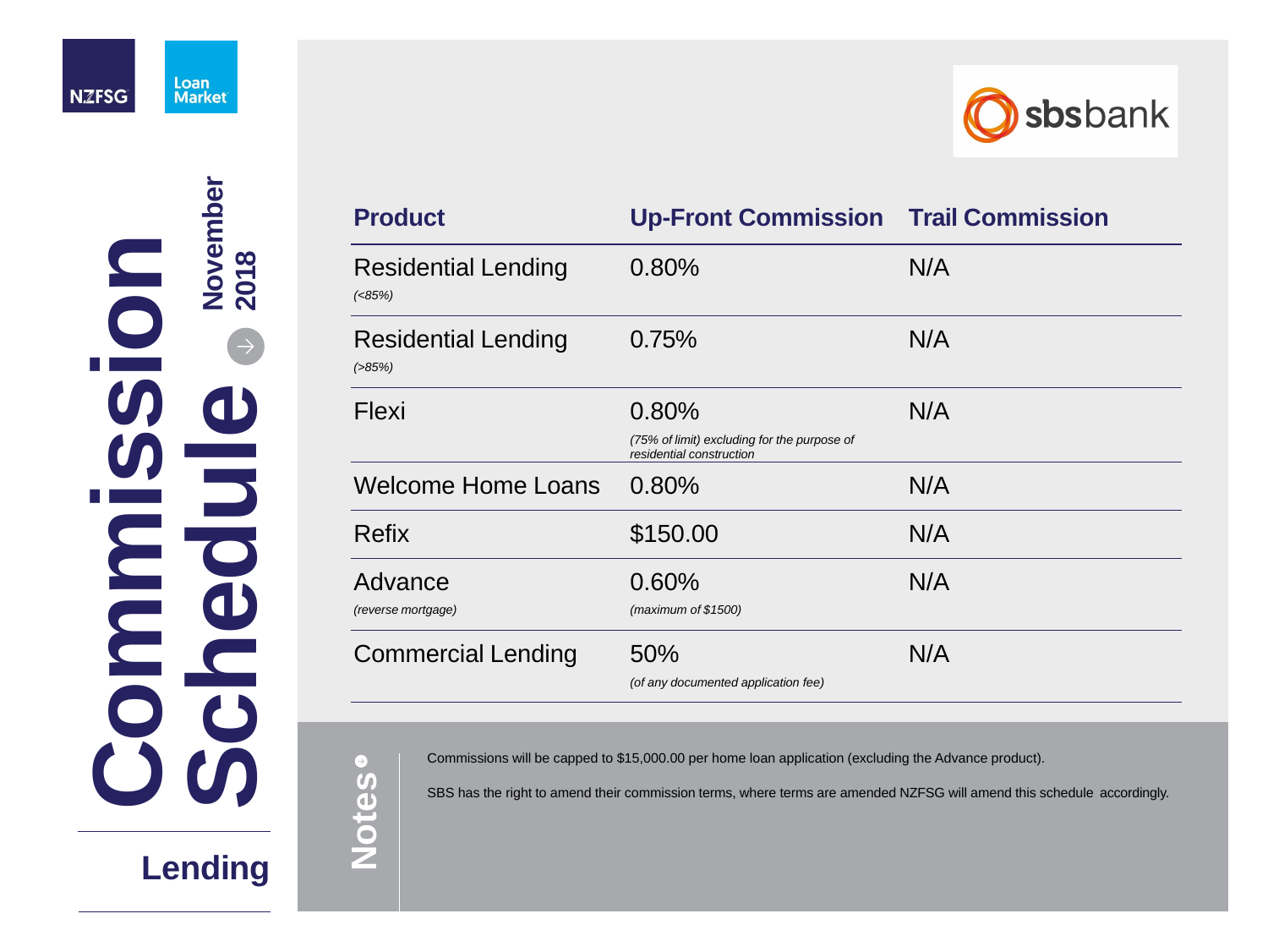NZFSG Loan Market

# Commission Schedule

**November 2018**

## Lending

sbsbank

| Product | Up-Front Commission | Trail Commission |
|---|---|---|
| Residential Lending *(<85%)* | 0.80% | N/A |
| Residential Lending *(>85%)* | 0.75% | N/A |
| Flexi | 0.80% *(75% of limit) excluding for the purpose of residential construction* | N/A |
| Welcome Home Loans | 0.80% | N/A |
| Refix | $150.00 | N/A |
| Advance *(reverse mortgage)* | 0.60% *(maximum of $1500)* | N/A |
| Commercial Lending | 50% *(of any documented application fee)* | N/A |

**Notes**

Commissions will be capped to $15,000.00 per home loan application (excluding the Advance product).

SBS has the right to amend their commission terms, where terms are amended NZFSG will amend this schedule accordingly.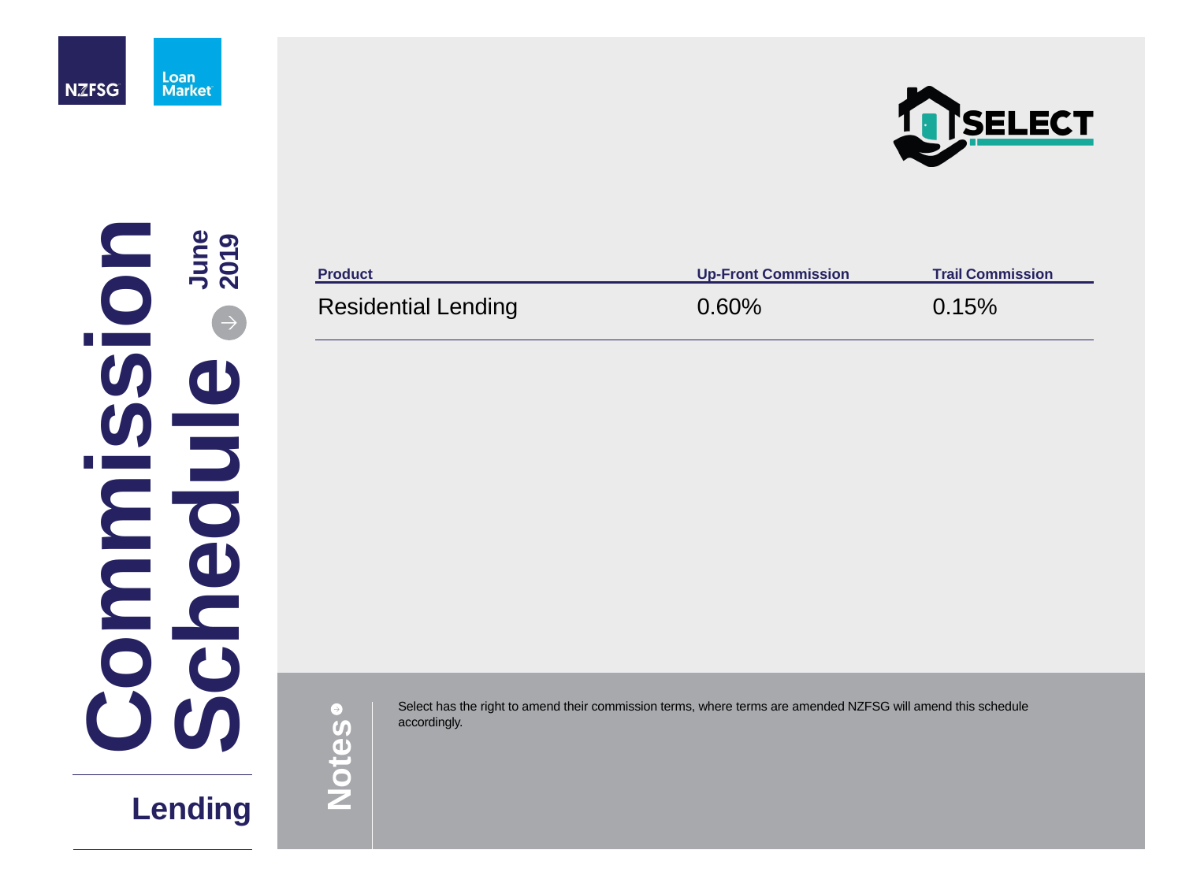# Commission Schedule

June 2019

## Lending

SELECT

| Product | Up-Front Commission | Trail Commission |
|---|---|---|
| Residential Lending | 0.60% | 0.15% |

**Notes**

Select has the right to amend their commission terms, where terms are amended NZFSG will amend this schedule accordingly.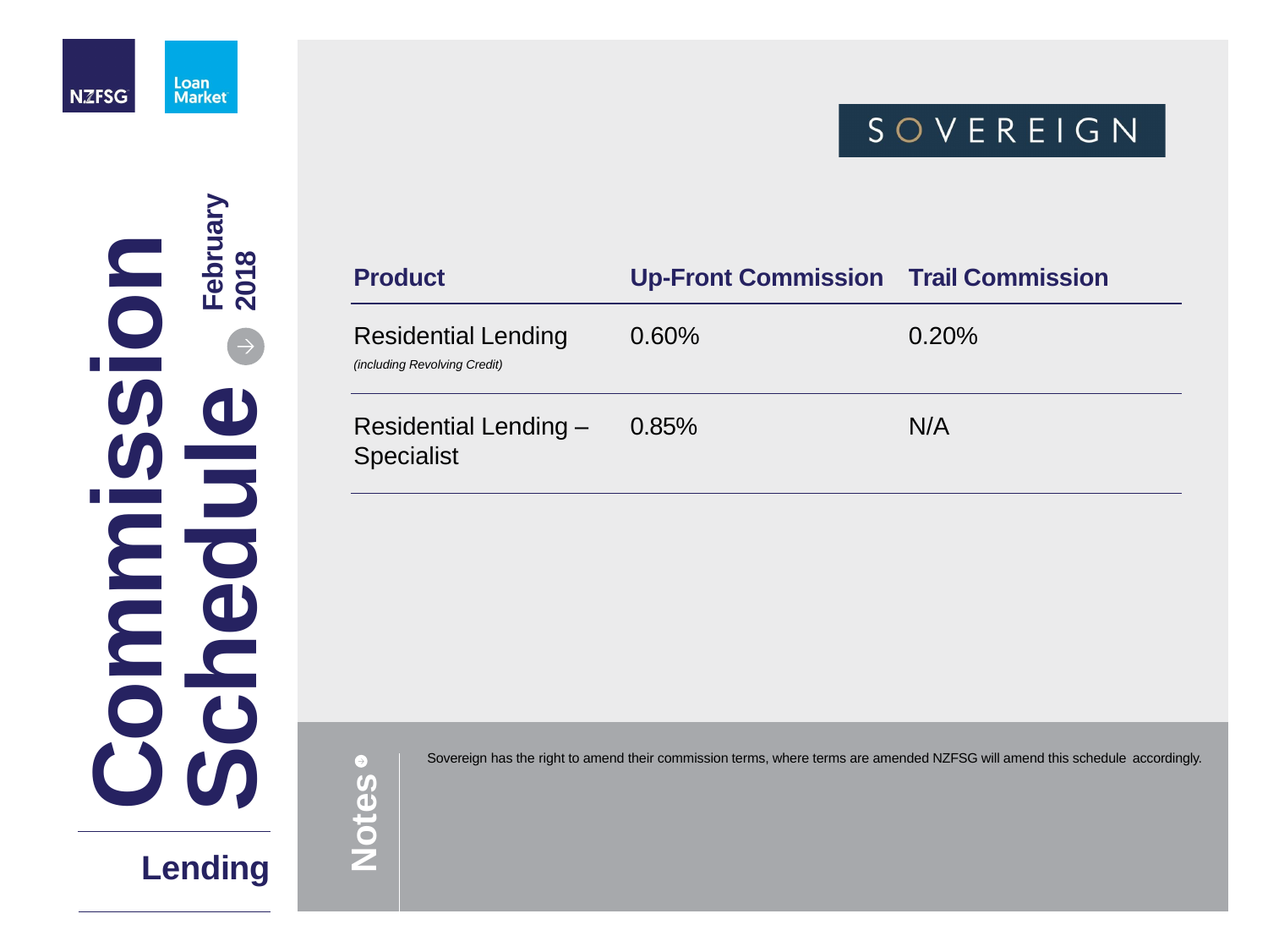NZFSG

Loan Market

# Commission Schedule

February 2018

## Lending

SOVEREIGN

| Product | Up-Front Commission | Trail Commission |
|---|---|---|
| Residential Lending *(including Revolving Credit)* | 0.60% | 0.20% |
| Residential Lending – Specialist | 0.85% | N/A |

**Notes**

Sovereign has the right to amend their commission terms, where terms are amended NZFSG will amend this schedule accordingly.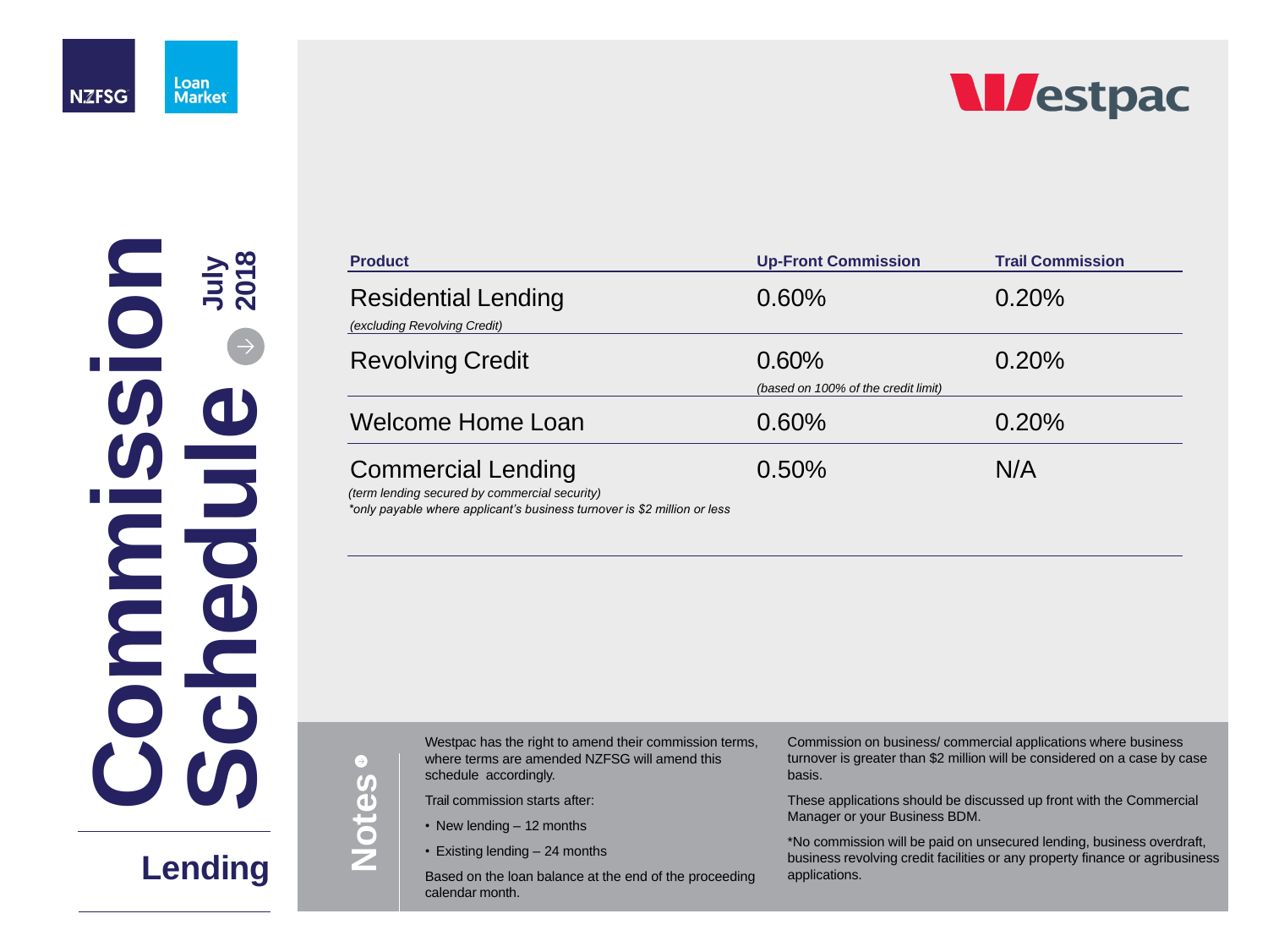# Commission Schedule

**July 2018**

## Lending

**Westpac**

| Product | Up-Front Commission | Trail Commission |
| --- | --- | --- |
| Residential Lending *(excluding Revolving Credit)* | 0.60% | 0.20% |
| Revolving Credit | 0.60% *(based on 100% of the credit limit)* | 0.20% |
| Welcome Home Loan | 0.60% | 0.20% |
| Commercial Lending *(term lending secured by commercial security)* *\*only payable where applicant's business turnover is $2 million or less* | 0.50% | N/A |

## Notes

Westpac has the right to amend their commission terms, where terms are amended NZFSG will amend this schedule accordingly.

Trail commission starts after:

- New lending – 12 months
- Existing lending – 24 months

Based on the loan balance at the end of the proceeding calendar month.

Commission on business/ commercial applications where business turnover is greater than $2 million will be considered on a case by case basis.

These applications should be discussed up front with the Commercial Manager or your Business BDM.

*No commission will be paid on unsecured lending, business overdraft, business revolving credit facilities or any property finance or agribusiness applications.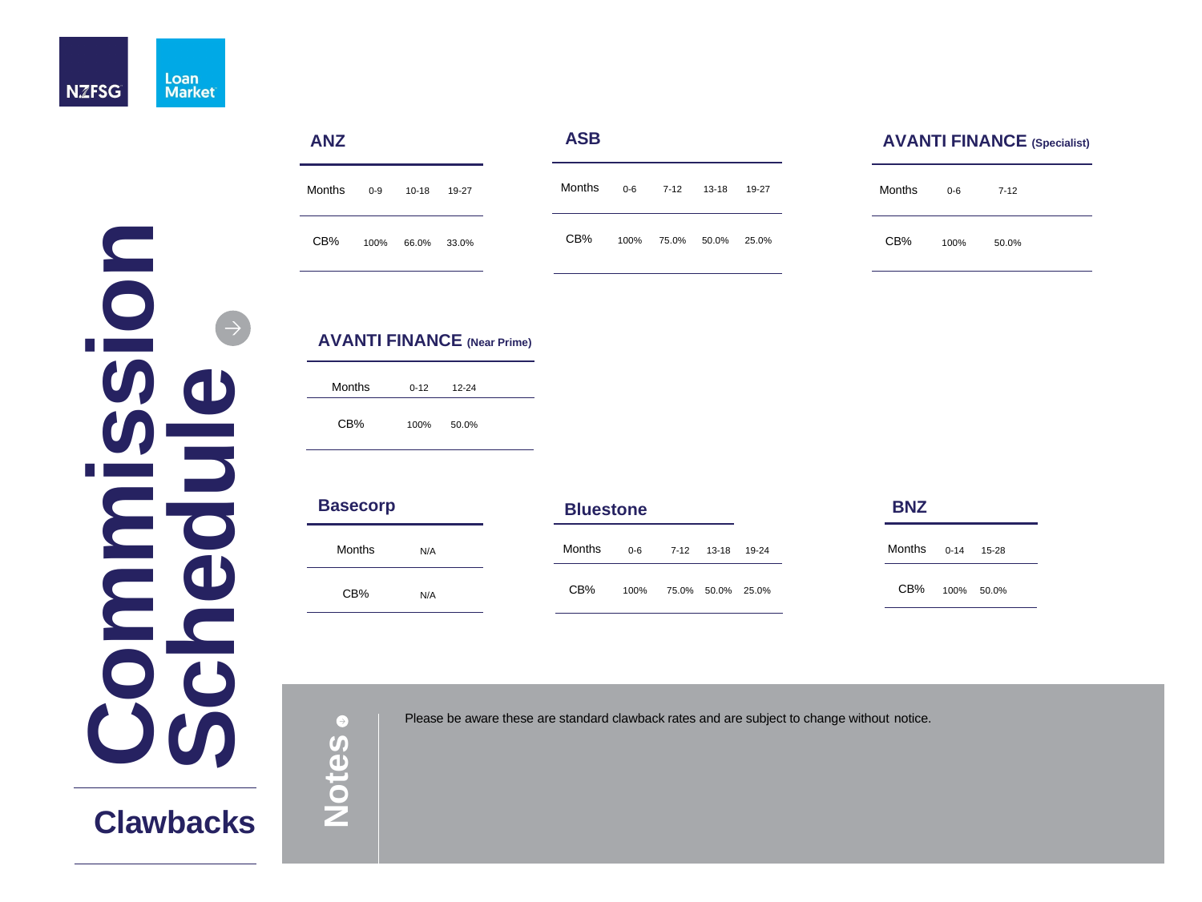# Commission Schedule

## Clawbacks

### ANZ

| Months | 0-9 | 10-18 | 19-27 |
|---|---|---|---|
| CB% | 100% | 66.0% | 33.0% |

### ASB

| Months | 0-6 | 7-12 | 13-18 | 19-27 |
|---|---|---|---|---|
| CB% | 100% | 75.0% | 50.0% | 25.0% |

### AVANTI FINANCE (Specialist)

| Months | 0-6 | 7-12 |
|---|---|---|
| CB% | 100% | 50.0% |

### AVANTI FINANCE (Near Prime)

| Months | 0-12 | 12-24 |
|---|---|---|
| CB% | 100% | 50.0% |

### Basecorp

| Months | N/A |
|---|---|
| CB% | N/A |

### Bluestone

| Months | 0-6 | 7-12 | 13-18 | 19-24 |
|---|---|---|---|---|
| CB% | 100% | 75.0% | 50.0% | 25.0% |

### BNZ

| Months | 0-14 | 15-28 |
|---|---|---|
| CB% | 100% | 50.0% |

### Notes

Please be aware these are standard clawback rates and are subject to change without notice.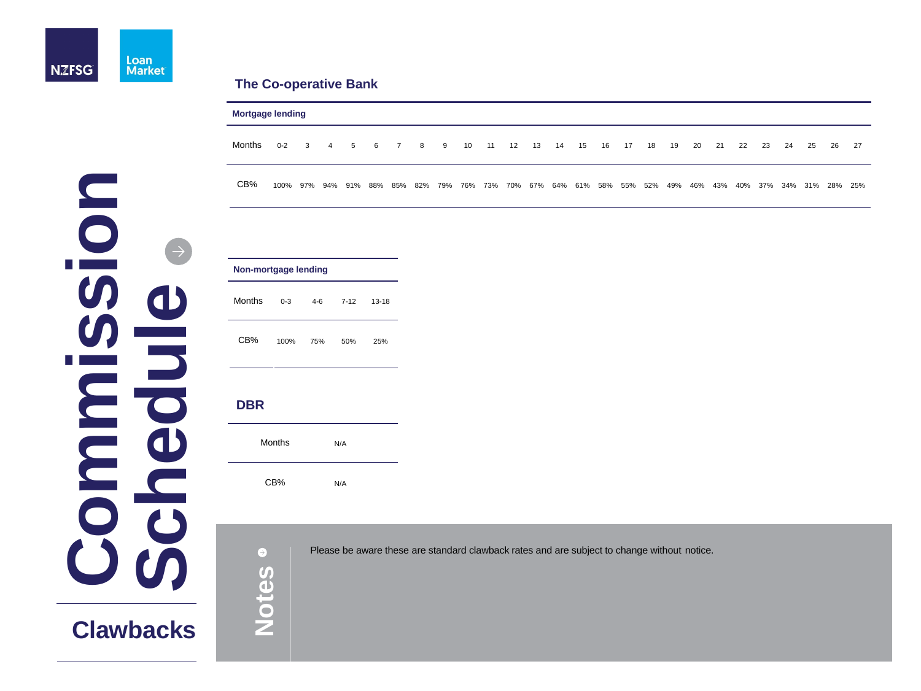# Commission Schedule

## Clawbacks

## The Co-operative Bank

### Mortgage lending

| Months | 0-2 | 3 | 4 | 5 | 6 | 7 | 8 | 9 | 10 | 11 | 12 | 13 | 14 | 15 | 16 | 17 | 18 | 19 | 20 | 21 | 22 | 23 | 24 | 25 | 26 | 27 |
|---|---|---|---|---|---|---|---|---|---|---|---|---|---|---|---|---|---|---|---|---|---|---|---|---|---|---|
| CB% | 100% | 97% | 94% | 91% | 88% | 85% | 82% | 79% | 76% | 73% | 70% | 67% | 64% | 61% | 58% | 55% | 52% | 49% | 46% | 43% | 40% | 37% | 34% | 31% | 28% | 25% |

### Non-mortgage lending

| Months | 0-3 | 4-6 | 7-12 | 13-18 |
|---|---|---|---|---|
| CB% | 100% | 75% | 50% | 25% |

### DBR

| Months | N/A |
|---|---|
| CB% | N/A |

**Notes**

Please be aware these are standard clawback rates and are subject to change without notice.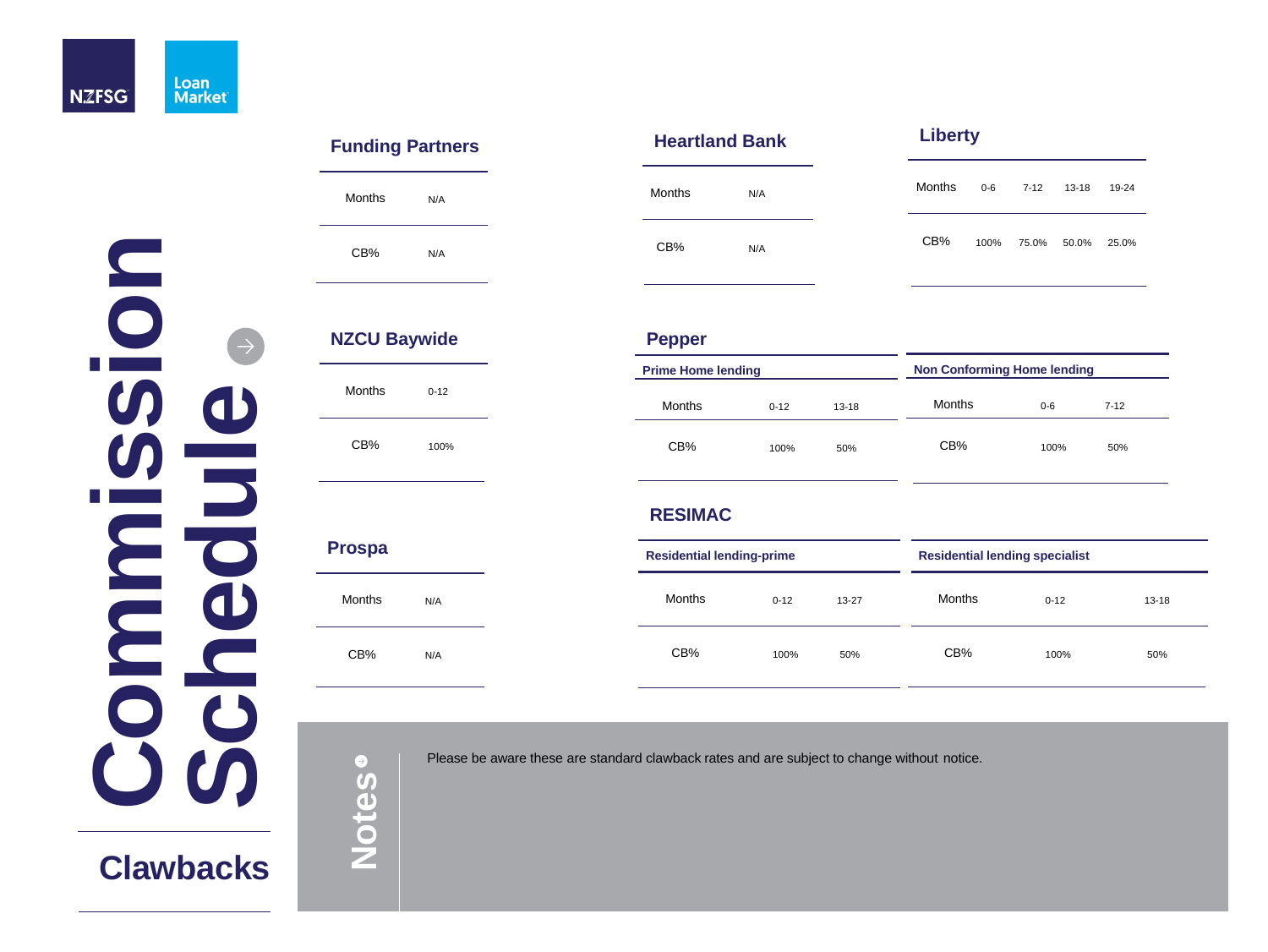# Commission Schedule

## Clawbacks

### Funding Partners

| Months | N/A |
|---|---|
| CB% | N/A |

### Heartland Bank

| Months | N/A |
|---|---|
| CB% | N/A |

### Liberty

| Months | 0-6 | 7-12 | 13-18 | 19-24 |
|---|---|---|---|---|
| CB% | 100% | 75.0% | 50.0% | 25.0% |

### NZCU Baywide

| Months | 0-12 |
|---|---|
| CB% | 100% |

### Pepper

**Prime Home lending**

| Months | 0-12 | 13-18 |
|---|---|---|
| CB% | 100% | 50% |

**Non Conforming Home lending**

| Months | 0-6 | 7-12 |
|---|---|---|
| CB% | 100% | 50% |

### Prospa

| Months | N/A |
|---|---|
| CB% | N/A |

### RESIMAC

**Residential lending-prime**

| Months | 0-12 | 13-27 |
|---|---|---|
| CB% | 100% | 50% |

**Residential lending specialist**

| Months | 0-12 | 13-18 |
|---|---|---|
| CB% | 100% | 50% |

### Notes

Please be aware these are standard clawback rates and are subject to change without notice.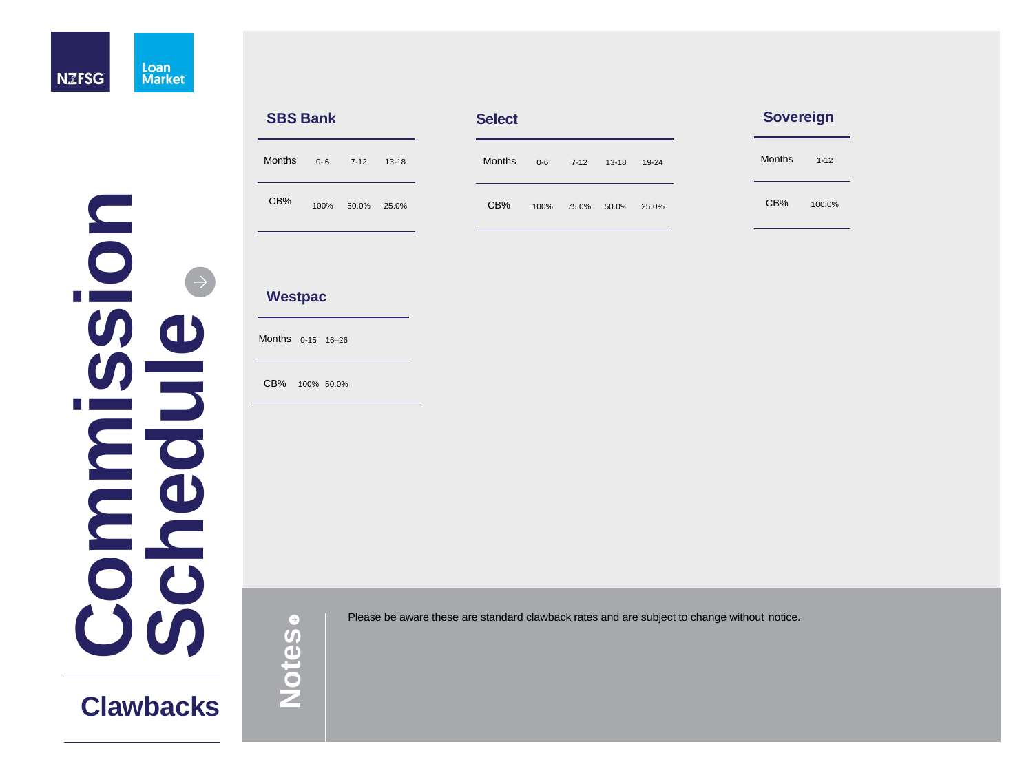# Commission Schedule

## Clawbacks

### SBS Bank

| Months | 0- 6 | 7-12 | 13-18 |
|---|---|---|---|
| CB% | 100% | 50.0% | 25.0% |

### Select

| Months | 0-6 | 7-12 | 13-18 | 19-24 |
|---|---|---|---|---|
| CB% | 100% | 75.0% | 50.0% | 25.0% |

### Sovereign

| Months | 1-12 |
|---|---|
| CB% | 100.0% |

### Westpac

| Months | 0-15 | 16–26 |
|---|---|---|
| CB% | 100% | 50.0% |

## Notes

Please be aware these are standard clawback rates and are subject to change without notice.